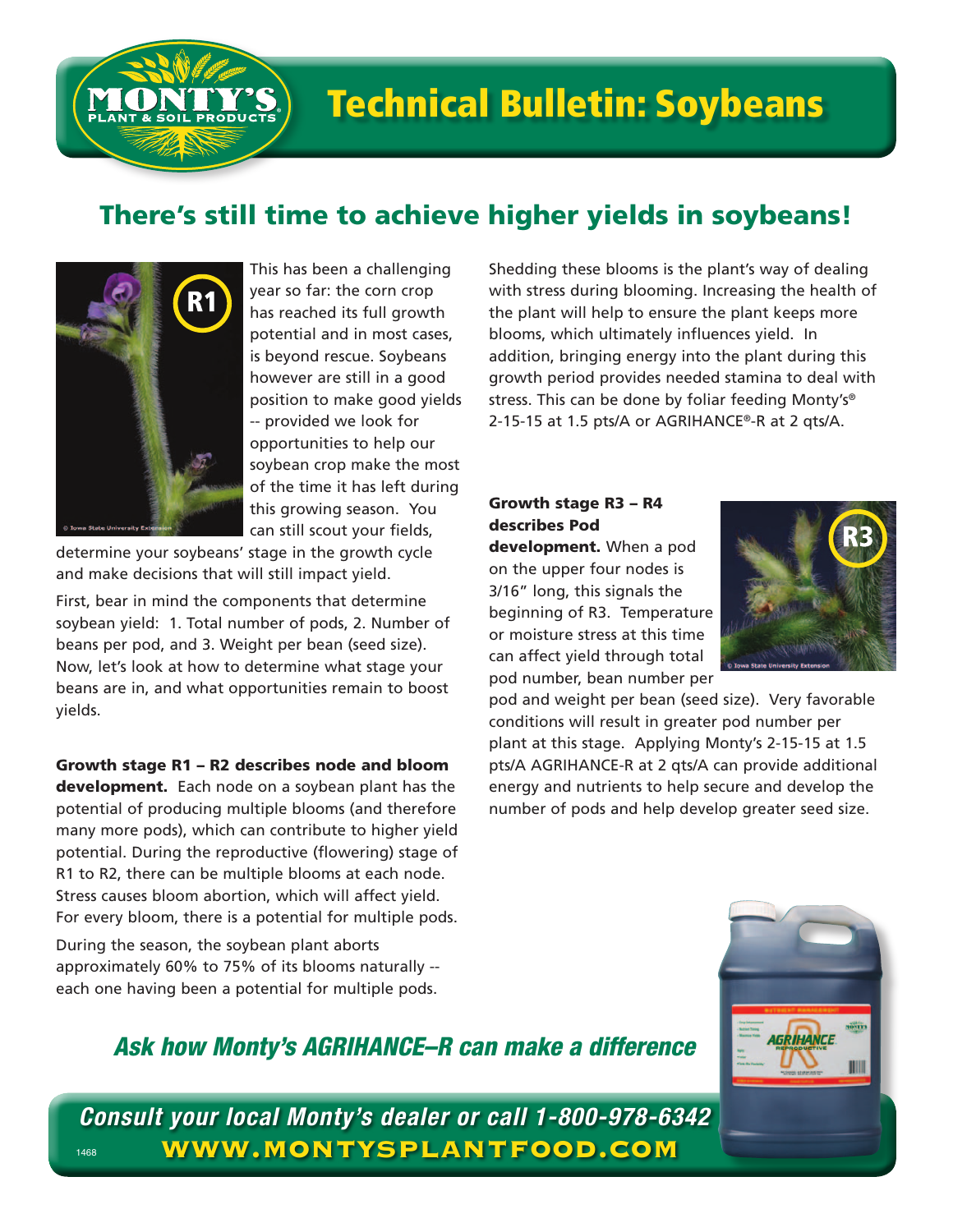# Technical Bulletin: Soybeans

## There's still time to achieve higher yields in soybeans!

This has been a challenging year so far: the corn crop has reached its full growth potential and in most cases, is beyond rescue. Soybeans however are still in a good position to make good yields -- provided we look for opportunities to help our soybean crop make the most of the time it has left during this growing season. You can still scout your fields, determine your soybeans' stage in the growth cycle and make decisions that will still impact yield.

First, bear in mind the components that determine soybean yield: 1. Total number of pods, 2. Number of beans per pod, and 3. Weight per bean (seed size). Now, let's look at how to determine what stage your beans are in, and what opportunities remain to boost yields.

**Growth stage R1 – R2 describes node and bloom development.** Each node on a soybean plant has the potential of producing multiple blooms (and therefore many more pods), which can contribute to higher yield potential. During the reproductive (flowering) stage of R1 to R2, there can be multiple blooms at each node. Stress causes bloom abortion, which will affect yield. For every bloom, there is a potential for multiple pods.

During the season, the soybean plant aborts approximately 60% to 75% of its blooms naturally -- each one having been a potential for multiple pods.

Shedding these blooms is the plant's way of dealing with stress during blooming. Increasing the health of the plant will help to ensure the plant keeps more blooms, which ultimately influences yield. In addition, bringing energy into the plant during this growth period provides needed stamina to deal with stress. This can be done by foliar feeding Monty's® 2-15-15 at 1.5 pts/A or AGRIHANCE®-R at 2 qts/A.

**Growth stage R3 – R4 describes Pod development.** When a pod on the upper four nodes is 3/16" long, this signals the beginning of R3. Temperature or moisture stress at this time can affect yield through total pod number, bean number per pod and weight per bean (seed size). Very favorable conditions will result in greater pod number per plant at this stage. Applying Monty's 2-15-15 at 1.5 pts/A AGRIHANCE-R at 2 qts/A can provide additional energy and nutrients to help secure and develop the number of pods and help develop greater seed size.

***Ask how Monty's AGRIHANCE–R can make a difference***

***Consult your local Monty's dealer or call 1-800-978-6342***

**WWW.MONTYSPLANTFOOD.COM**

1468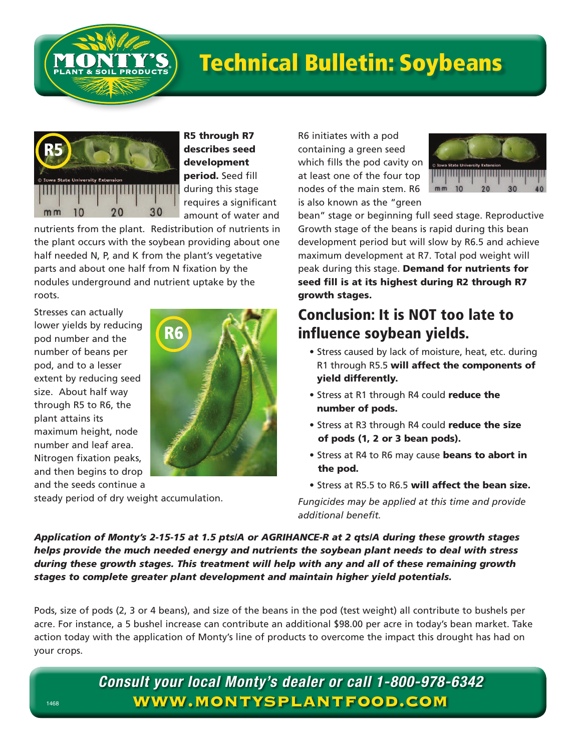# Technical Bulletin: Soybeans

**R5 through R7 describes seed development period.** Seed fill during this stage requires a significant amount of water and nutrients from the plant. Redistribution of nutrients in the plant occurs with the soybean providing about one half needed N, P, and K from the plant's vegetative parts and about one half from N fixation by the nodules underground and nutrient uptake by the roots.

Stresses can actually lower yields by reducing pod number and the number of beans per pod, and to a lesser extent by reducing seed size. About half way through R5 to R6, the plant attains its maximum height, node number and leaf area. Nitrogen fixation peaks, and then begins to drop and the seeds continue a steady period of dry weight accumulation.

R6 initiates with a pod containing a green seed which fills the pod cavity on at least one of the four top nodes of the main stem. R6 is also known as the "green bean" stage or beginning full seed stage. Reproductive Growth stage of the beans is rapid during this bean development period but will slow by R6.5 and achieve maximum development at R7. Total pod weight will peak during this stage. **Demand for nutrients for seed fill is at its highest during R2 through R7 growth stages.**

## Conclusion: It is NOT too late to influence soybean yields.

- Stress caused by lack of moisture, heat, etc. during R1 through R5.5 **will affect the components of yield differently.**
- Stress at R1 through R4 could **reduce the number of pods.**
- Stress at R3 through R4 could **reduce the size of pods (1, 2 or 3 bean pods).**
- Stress at R4 to R6 may cause **beans to abort in the pod.**
- Stress at R5.5 to R6.5 **will affect the bean size.**

*Fungicides may be applied at this time and provide additional benefit.*

***Application of Monty's 2-15-15 at 1.5 pts/A or AGRIHANCE-R at 2 qts/A during these growth stages helps provide the much needed energy and nutrients the soybean plant needs to deal with stress during these growth stages. This treatment will help with any and all of these remaining growth stages to complete greater plant development and maintain higher yield potentials.***

Pods, size of pods (2, 3 or 4 beans), and size of the beans in the pod (test weight) all contribute to bushels per acre. For instance, a 5 bushel increase can contribute an additional $98.00 per acre in today's bean market. Take action today with the application of Monty's line of products to overcome the impact this drought has had on your crops.

***Consult your local Monty's dealer or call 1-800-978-6342***

**WWW.MONTYSPLANTFOOD.COM**